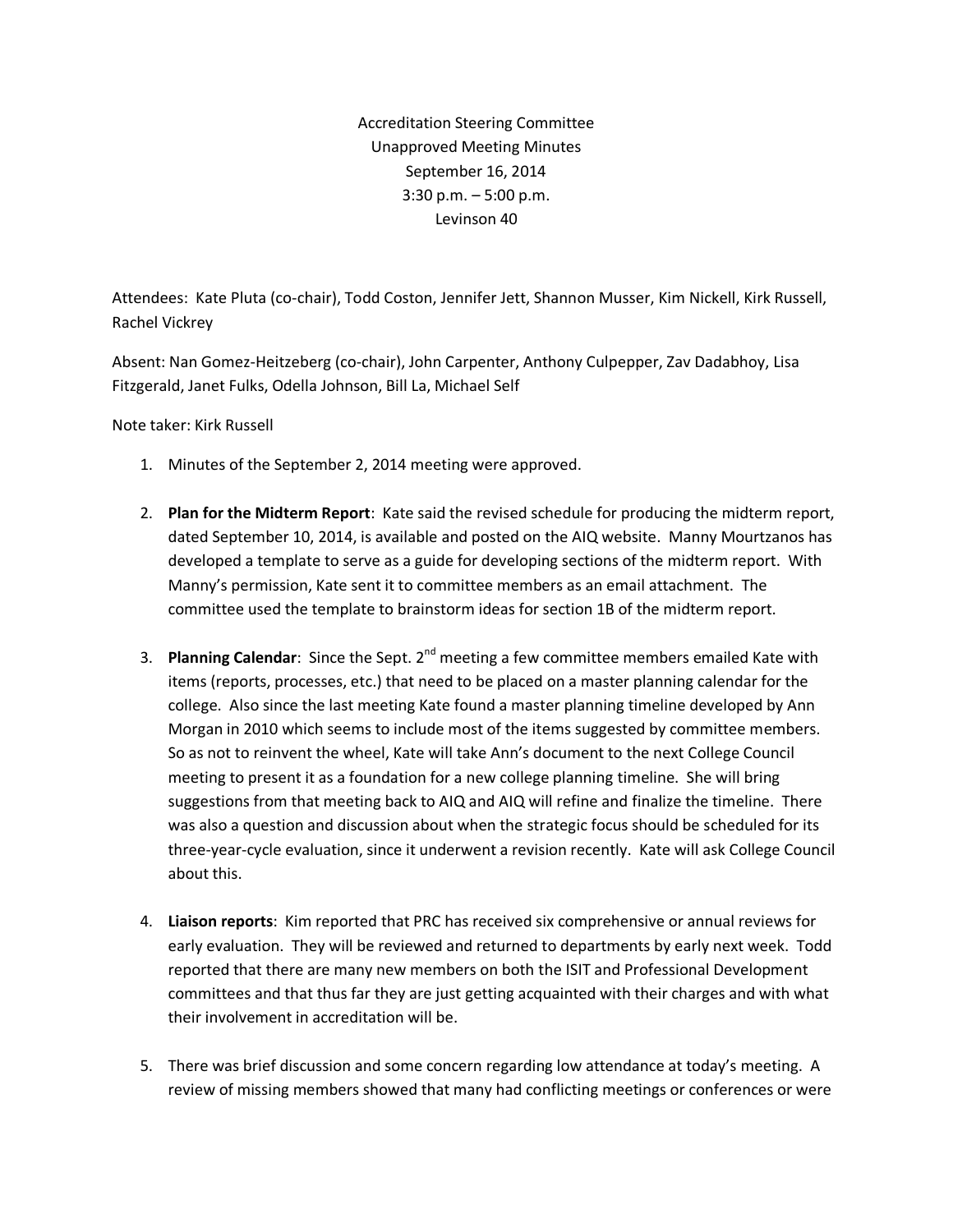Accreditation Steering Committee
Unapproved Meeting Minutes
September 16, 2014
3:30 p.m. – 5:00 p.m.
Levinson 40

Attendees: Kate Pluta (co-chair), Todd Coston, Jennifer Jett, Shannon Musser, Kim Nickell, Kirk Russell, Rachel Vickrey

Absent: Nan Gomez-Heitzeberg (co-chair), John Carpenter, Anthony Culpepper, Zav Dadabhoy, Lisa Fitzgerald, Janet Fulks, Odella Johnson, Bill La, Michael Self

Note taker: Kirk Russell

1. Minutes of the September 2, 2014 meeting were approved.

2. **Plan for the Midterm Report**: Kate said the revised schedule for producing the midterm report, dated September 10, 2014, is available and posted on the AIQ website. Manny Mourtzanos has developed a template to serve as a guide for developing sections of the midterm report. With Manny's permission, Kate sent it to committee members as an email attachment. The committee used the template to brainstorm ideas for section 1B of the midterm report.

3. **Planning Calendar**: Since the Sept. 2nd meeting a few committee members emailed Kate with items (reports, processes, etc.) that need to be placed on a master planning calendar for the college. Also since the last meeting Kate found a master planning timeline developed by Ann Morgan in 2010 which seems to include most of the items suggested by committee members. So as not to reinvent the wheel, Kate will take Ann's document to the next College Council meeting to present it as a foundation for a new college planning timeline. She will bring suggestions from that meeting back to AIQ and AIQ will refine and finalize the timeline. There was also a question and discussion about when the strategic focus should be scheduled for its three-year-cycle evaluation, since it underwent a revision recently. Kate will ask College Council about this.

4. **Liaison reports**: Kim reported that PRC has received six comprehensive or annual reviews for early evaluation. They will be reviewed and returned to departments by early next week. Todd reported that there are many new members on both the ISIT and Professional Development committees and that thus far they are just getting acquainted with their charges and with what their involvement in accreditation will be.

5. There was brief discussion and some concern regarding low attendance at today's meeting. A review of missing members showed that many had conflicting meetings or conferences or were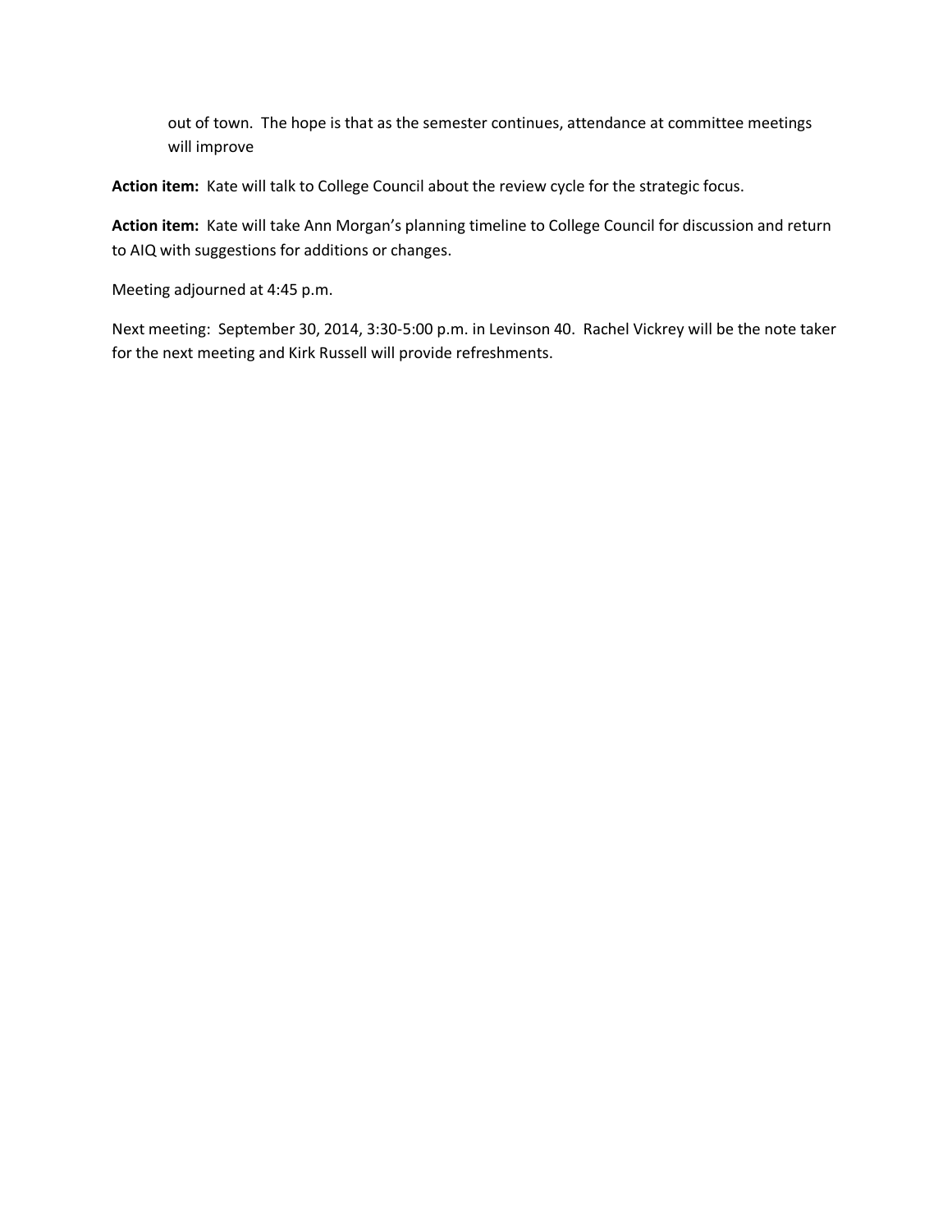out of town. The hope is that as the semester continues, attendance at committee meetings will improve

**Action item:** Kate will talk to College Council about the review cycle for the strategic focus.

**Action item:** Kate will take Ann Morgan's planning timeline to College Council for discussion and return to AIQ with suggestions for additions or changes.

Meeting adjourned at 4:45 p.m.

Next meeting: September 30, 2014, 3:30-5:00 p.m. in Levinson 40. Rachel Vickrey will be the note taker for the next meeting and Kirk Russell will provide refreshments.